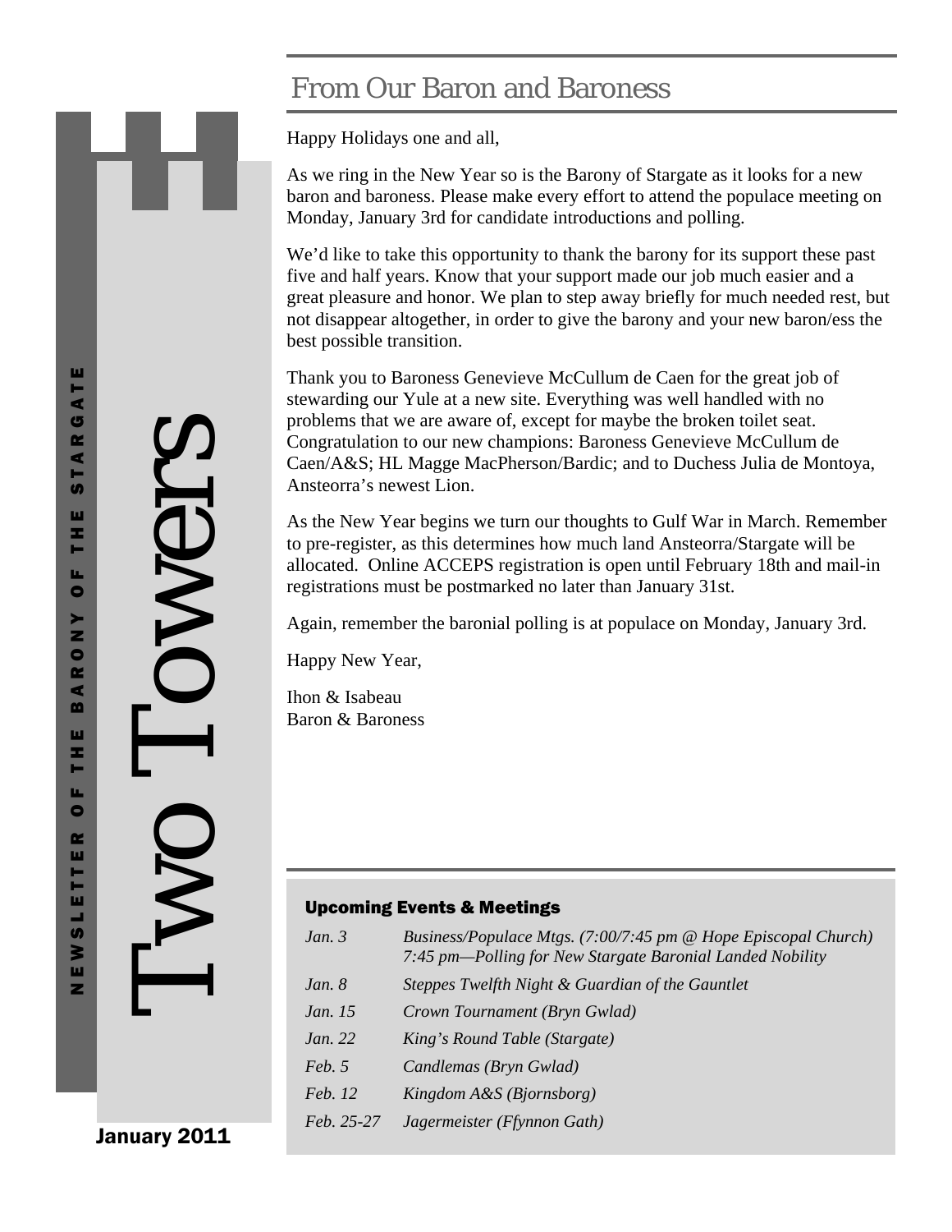# Two Towers

NEWSLETTER OF THE BARONY OF THE STARGATE

January 2011

## From Our Baron and Baroness

Happy Holidays one and all,

As we ring in the New Year so is the Barony of Stargate as it looks for a new baron and baroness. Please make every effort to attend the populace meeting on Monday, January 3rd for candidate introductions and polling.

We'd like to take this opportunity to thank the barony for its support these past five and half years. Know that your support made our job much easier and a great pleasure and honor. We plan to step away briefly for much needed rest, but not disappear altogether, in order to give the barony and your new baron/ess the best possible transition.

Thank you to Baroness Genevieve McCullum de Caen for the great job of stewarding our Yule at a new site. Everything was well handled with no problems that we are aware of, except for maybe the broken toilet seat. Congratulation to our new champions: Baroness Genevieve McCullum de Caen/A&S; HL Magge MacPherson/Bardic; and to Duchess Julia de Montoya, Ansteorra's newest Lion.

As the New Year begins we turn our thoughts to Gulf War in March. Remember to pre-register, as this determines how much land Ansteorra/Stargate will be allocated. Online ACCEPS registration is open until February 18th and mail-in registrations must be postmarked no later than January 31st.

Again, remember the baronial polling is at populace on Monday, January 3rd.

Happy New Year,

Ihon & Isabeau
Baron & Baroness

### Upcoming Events & Meetings

| | |
|---|---|
| *Jan. 3* | *Business/Populace Mtgs. (7:00/7:45 pm @ Hope Episcopal Church)* *7:45 pm—Polling for New Stargate Baronial Landed Nobility* |
| *Jan. 8* | *Steppes Twelfth Night & Guardian of the Gauntlet* |
| *Jan. 15* | *Crown Tournament (Bryn Gwlad)* |
| *Jan. 22* | *King's Round Table (Stargate)* |
| *Feb. 5* | *Candlemas (Bryn Gwlad)* |
| *Feb. 12* | *Kingdom A&S (Bjornsborg)* |
| *Feb. 25-27* | *Jagermeister (Ffynnon Gath)* |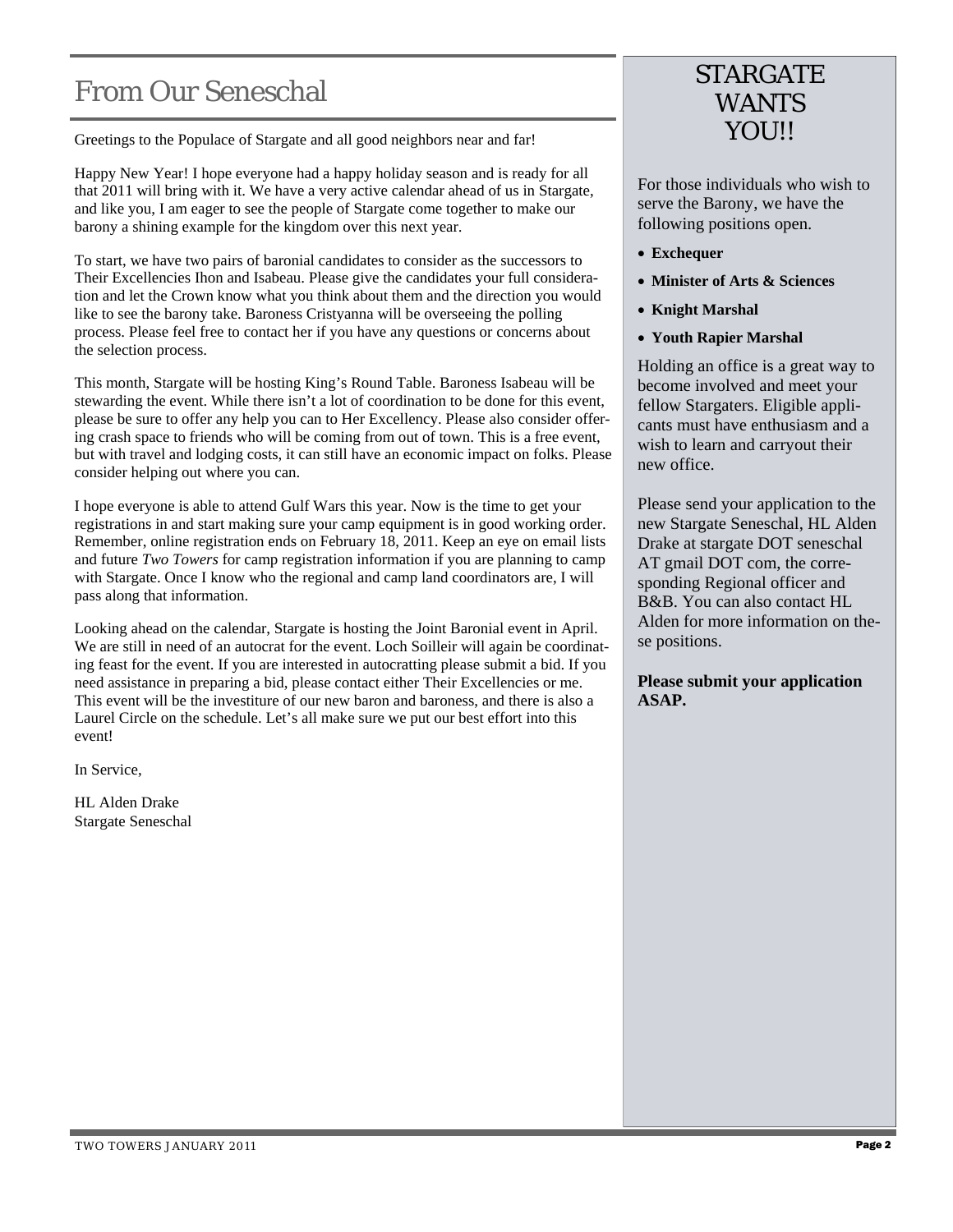# From Our Seneschal

Greetings to the Populace of Stargate and all good neighbors near and far!

Happy New Year! I hope everyone had a happy holiday season and is ready for all that 2011 will bring with it. We have a very active calendar ahead of us in Stargate, and like you, I am eager to see the people of Stargate come together to make our barony a shining example for the kingdom over this next year.

To start, we have two pairs of baronial candidates to consider as the successors to Their Excellencies Ihon and Isabeau. Please give the candidates your full consideration and let the Crown know what you think about them and the direction you would like to see the barony take. Baroness Cristyanna will be overseeing the polling process. Please feel free to contact her if you have any questions or concerns about the selection process.

This month, Stargate will be hosting King's Round Table. Baroness Isabeau will be stewarding the event. While there isn't a lot of coordination to be done for this event, please be sure to offer any help you can to Her Excellency. Please also consider offering crash space to friends who will be coming from out of town. This is a free event, but with travel and lodging costs, it can still have an economic impact on folks. Please consider helping out where you can.

I hope everyone is able to attend Gulf Wars this year. Now is the time to get your registrations in and start making sure your camp equipment is in good working order. Remember, online registration ends on February 18, 2011. Keep an eye on email lists and future *Two Towers* for camp registration information if you are planning to camp with Stargate. Once I know who the regional and camp land coordinators are, I will pass along that information.

Looking ahead on the calendar, Stargate is hosting the Joint Baronial event in April. We are still in need of an autocrat for the event. Loch Soilleir will again be coordinating feast for the event. If you are interested in autocratting please submit a bid. If you need assistance in preparing a bid, please contact either Their Excellencies or me. This event will be the investiture of our new baron and baroness, and there is also a Laurel Circle on the schedule. Let's all make sure we put our best effort into this event!

In Service,

HL Alden Drake
Stargate Seneschal

## STARGATE WANTS YOU!!

For those individuals who wish to serve the Barony, we have the following positions open.

- **Exchequer**
- **Minister of Arts & Sciences**
- **Knight Marshal**
- **Youth Rapier Marshal**

Holding an office is a great way to become involved and meet your fellow Stargaters. Eligible applicants must have enthusiasm and a wish to learn and carryout their new office.

Please send your application to the new Stargate Seneschal, HL Alden Drake at stargate DOT seneschal AT gmail DOT com, the corresponding Regional officer and B&B. You can also contact HL Alden for more information on these positions.

**Please submit your application ASAP.**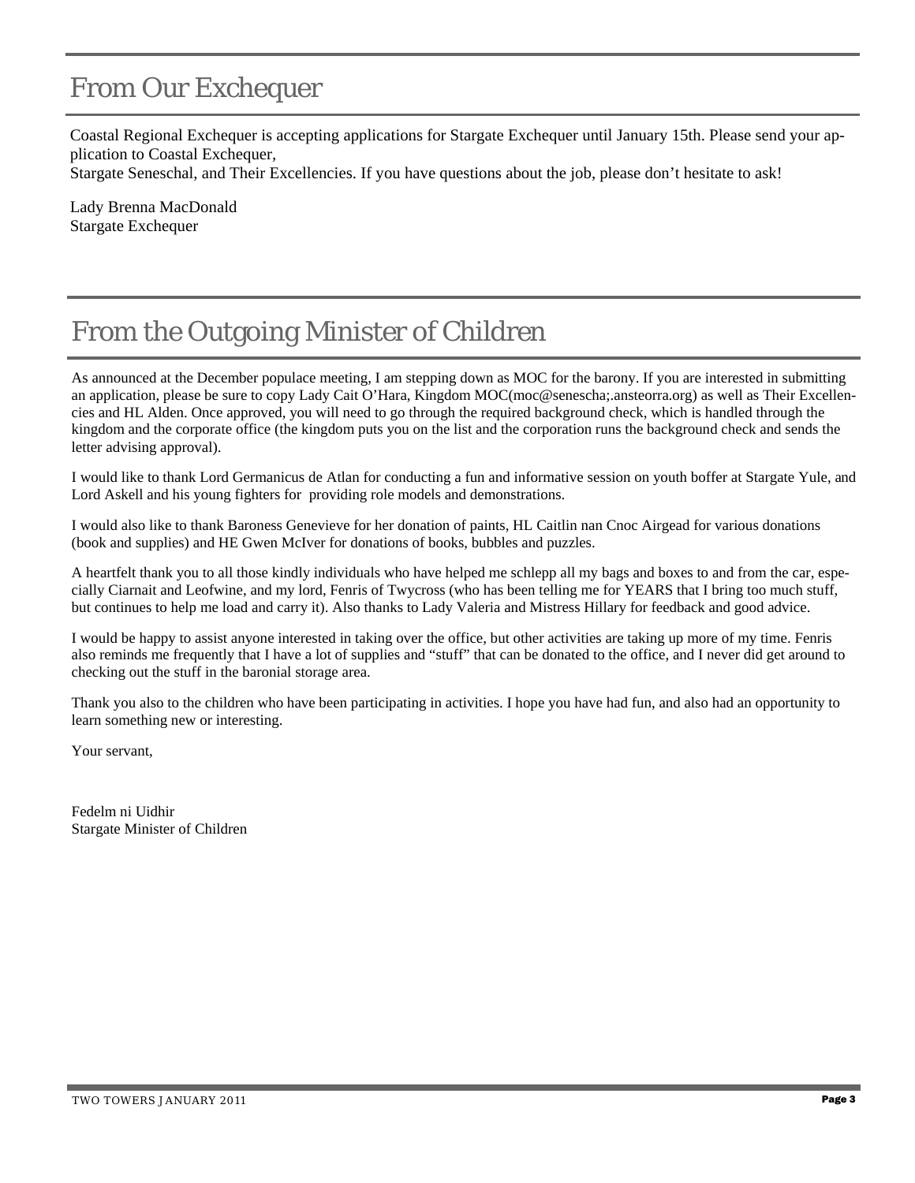# From Our Exchequer

Coastal Regional Exchequer is accepting applications for Stargate Exchequer until January 15th. Please send your application to Coastal Exchequer,
Stargate Seneschal, and Their Excellencies. If you have questions about the job, please don't hesitate to ask!

Lady Brenna MacDonald
Stargate Exchequer

# From the Outgoing Minister of Children

As announced at the December populace meeting, I am stepping down as MOC for the barony. If you are interested in submitting an application, please be sure to copy Lady Cait O'Hara, Kingdom MOC(moc@senescha;.ansteorra.org) as well as Their Excellencies and HL Alden. Once approved, you will need to go through the required background check, which is handled through the kingdom and the corporate office (the kingdom puts you on the list and the corporation runs the background check and sends the letter advising approval).

I would like to thank Lord Germanicus de Atlan for conducting a fun and informative session on youth boffer at Stargate Yule, and Lord Askell and his young fighters for providing role models and demonstrations.

I would also like to thank Baroness Genevieve for her donation of paints, HL Caitlin nan Cnoc Airgead for various donations (book and supplies) and HE Gwen McIver for donations of books, bubbles and puzzles.

A heartfelt thank you to all those kindly individuals who have helped me schlepp all my bags and boxes to and from the car, especially Ciarnait and Leofwine, and my lord, Fenris of Twycross (who has been telling me for YEARS that I bring too much stuff, but continues to help me load and carry it). Also thanks to Lady Valeria and Mistress Hillary for feedback and good advice.

I would be happy to assist anyone interested in taking over the office, but other activities are taking up more of my time. Fenris also reminds me frequently that I have a lot of supplies and "stuff" that can be donated to the office, and I never did get around to checking out the stuff in the baronial storage area.

Thank you also to the children who have been participating in activities. I hope you have had fun, and also had an opportunity to learn something new or interesting.

Your servant,

Fedelm ni Uidhir
Stargate Minister of Children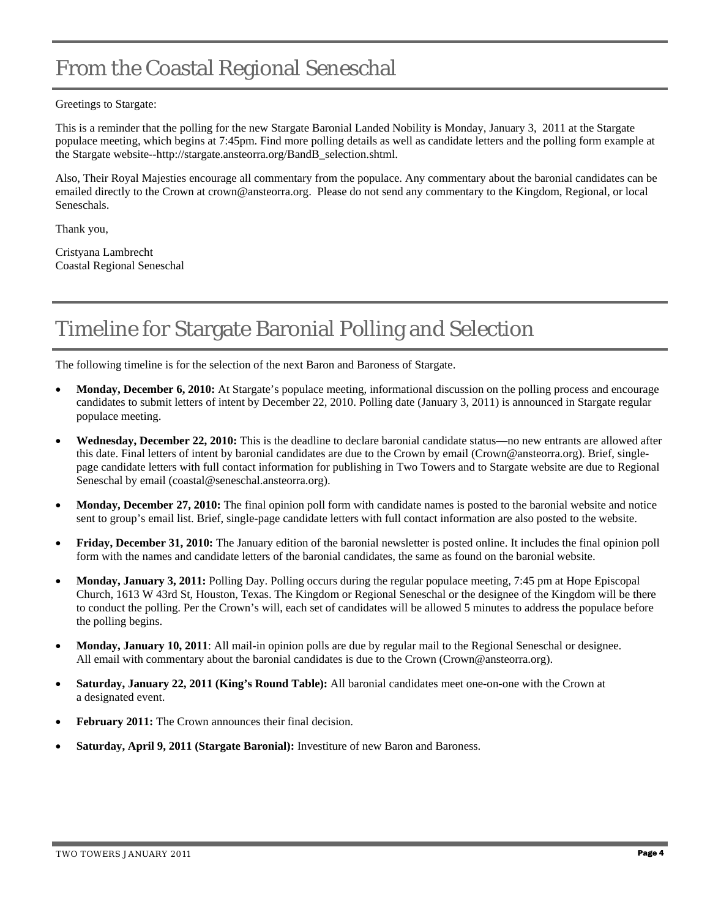# From the Coastal Regional Seneschal

Greetings to Stargate:

This is a reminder that the polling for the new Stargate Baronial Landed Nobility is Monday, January 3, 2011 at the Stargate populace meeting, which begins at 7:45pm. Find more polling details as well as candidate letters and the polling form example at the Stargate website--http://stargate.ansteorra.org/BandB_selection.shtml.

Also, Their Royal Majesties encourage all commentary from the populace. Any commentary about the baronial candidates can be emailed directly to the Crown at crown@ansteorra.org. Please do not send any commentary to the Kingdom, Regional, or local Seneschals.

Thank you,

Cristyana Lambrecht
Coastal Regional Seneschal

# Timeline for Stargate Baronial Polling and Selection

The following timeline is for the selection of the next Baron and Baroness of Stargate.

- **Monday, December 6, 2010:** At Stargate's populace meeting, informational discussion on the polling process and encourage candidates to submit letters of intent by December 22, 2010. Polling date (January 3, 2011) is announced in Stargate regular populace meeting.
- **Wednesday, December 22, 2010:** This is the deadline to declare baronial candidate status—no new entrants are allowed after this date. Final letters of intent by baronial candidates are due to the Crown by email (Crown@ansteorra.org). Brief, single-page candidate letters with full contact information for publishing in Two Towers and to Stargate website are due to Regional Seneschal by email (coastal@seneschal.ansteorra.org).
- **Monday, December 27, 2010:** The final opinion poll form with candidate names is posted to the baronial website and notice sent to group's email list. Brief, single-page candidate letters with full contact information are also posted to the website.
- **Friday, December 31, 2010:** The January edition of the baronial newsletter is posted online. It includes the final opinion poll form with the names and candidate letters of the baronial candidates, the same as found on the baronial website.
- **Monday, January 3, 2011:** Polling Day. Polling occurs during the regular populace meeting, 7:45 pm at Hope Episcopal Church, 1613 W 43rd St, Houston, Texas. The Kingdom or Regional Seneschal or the designee of the Kingdom will be there to conduct the polling. Per the Crown's will, each set of candidates will be allowed 5 minutes to address the populace before the polling begins.
- **Monday, January 10, 2011**: All mail-in opinion polls are due by regular mail to the Regional Seneschal or designee. All email with commentary about the baronial candidates is due to the Crown (Crown@ansteorra.org).
- **Saturday, January 22, 2011 (King's Round Table):** All baronial candidates meet one-on-one with the Crown at a designated event.
- **February 2011:** The Crown announces their final decision.
- **Saturday, April 9, 2011 (Stargate Baronial):** Investiture of new Baron and Baroness.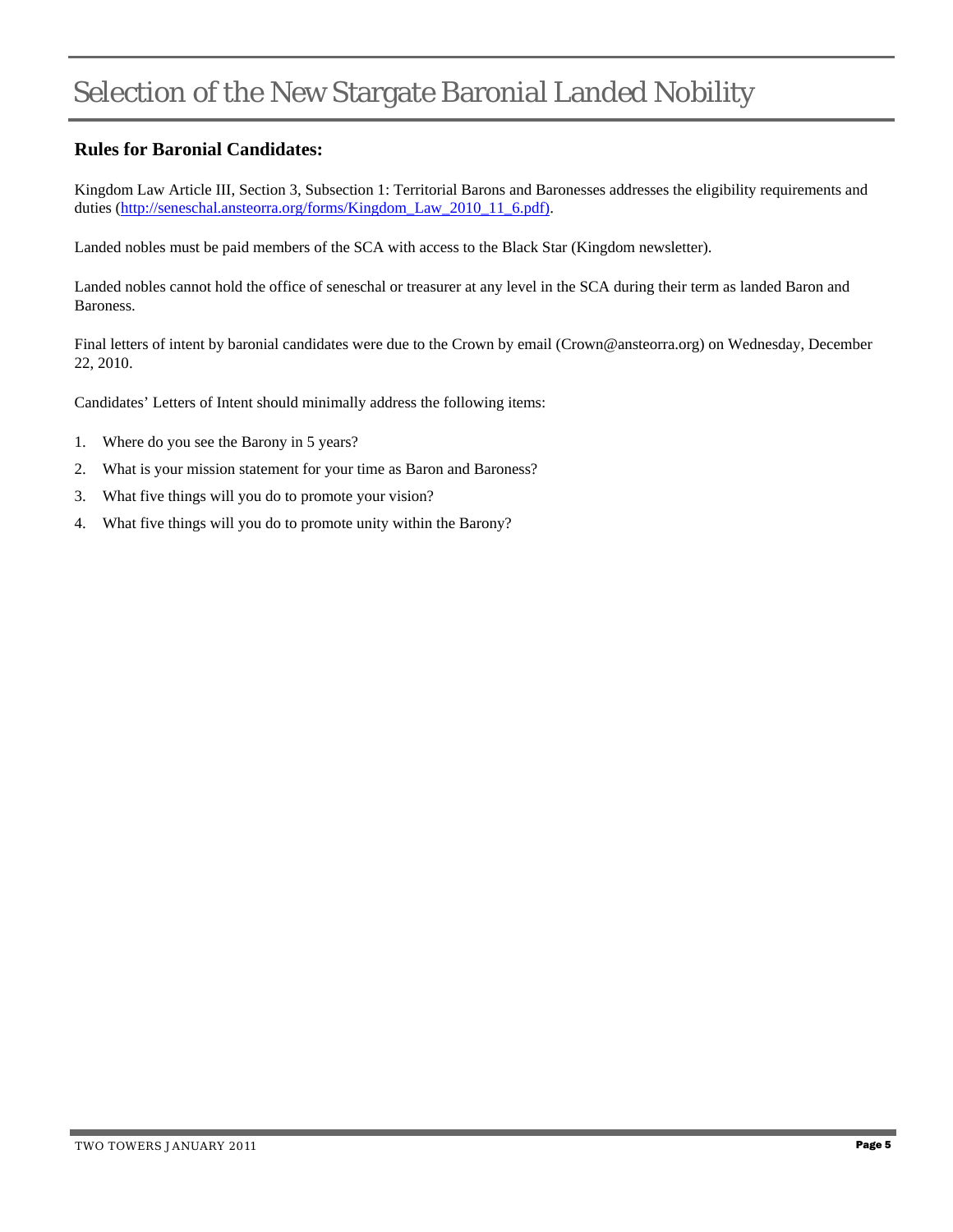# Selection of the New Stargate Baronial Landed Nobility

### Rules for Baronial Candidates:

Kingdom Law Article III, Section 3, Subsection 1: Territorial Barons and Baronesses addresses the eligibility requirements and duties (http://seneschal.ansteorra.org/forms/Kingdom_Law_2010_11_6.pdf).

Landed nobles must be paid members of the SCA with access to the Black Star (Kingdom newsletter).

Landed nobles cannot hold the office of seneschal or treasurer at any level in the SCA during their term as landed Baron and Baroness.

Final letters of intent by baronial candidates were due to the Crown by email (Crown@ansteorra.org) on Wednesday, December 22, 2010.

Candidates' Letters of Intent should minimally address the following items:

1. Where do you see the Barony in 5 years?
2. What is your mission statement for your time as Baron and Baroness?
3. What five things will you do to promote your vision?
4. What five things will you do to promote unity within the Barony?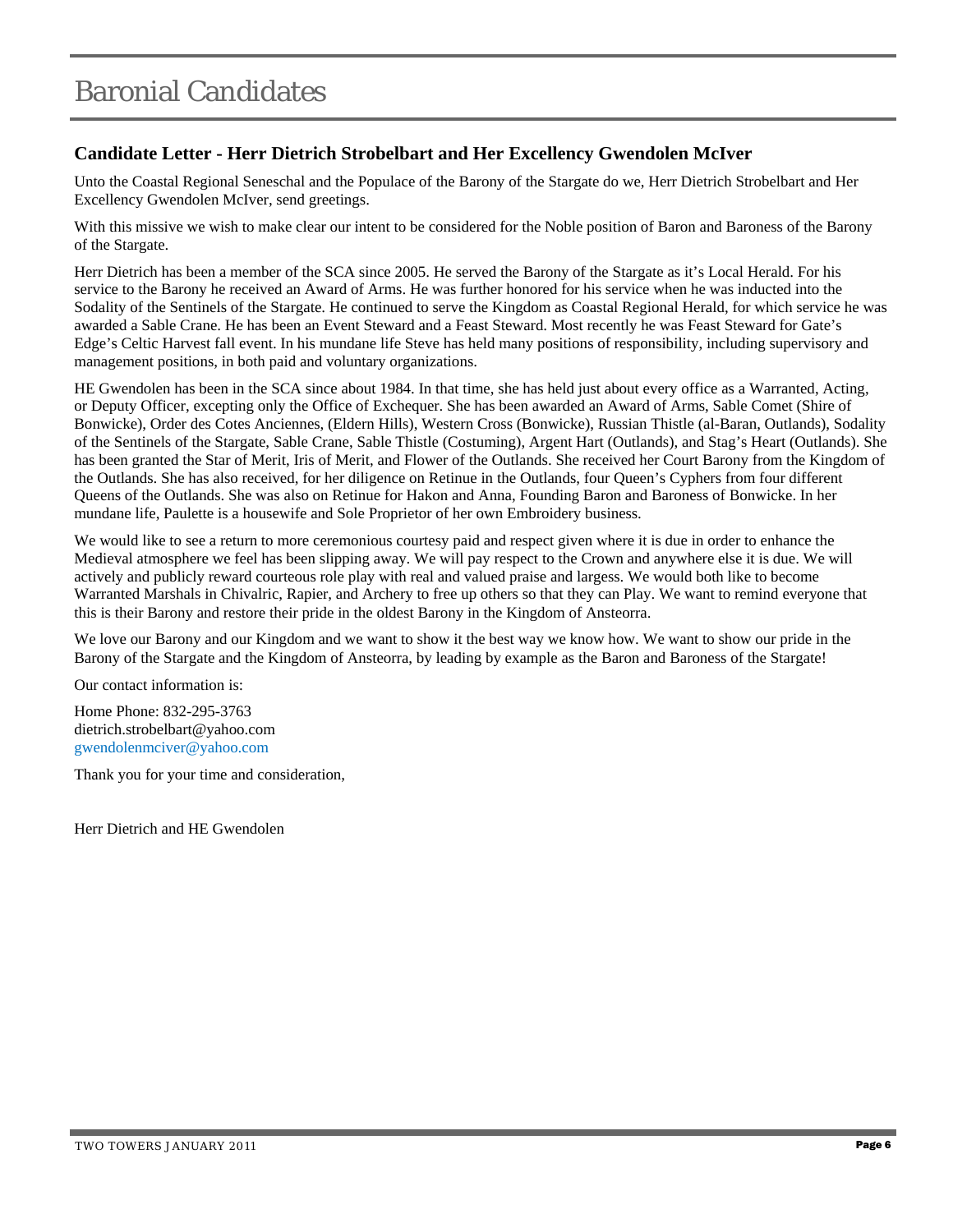# Baronial Candidates

## Candidate Letter - Herr Dietrich Strobelbart and Her Excellency Gwendolen McIver

Unto the Coastal Regional Seneschal and the Populace of the Barony of the Stargate do we, Herr Dietrich Strobelbart and Her Excellency Gwendolen McIver, send greetings.

With this missive we wish to make clear our intent to be considered for the Noble position of Baron and Baroness of the Barony of the Stargate.

Herr Dietrich has been a member of the SCA since 2005. He served the Barony of the Stargate as it's Local Herald. For his service to the Barony he received an Award of Arms. He was further honored for his service when he was inducted into the Sodality of the Sentinels of the Stargate. He continued to serve the Kingdom as Coastal Regional Herald, for which service he was awarded a Sable Crane. He has been an Event Steward and a Feast Steward. Most recently he was Feast Steward for Gate's Edge's Celtic Harvest fall event. In his mundane life Steve has held many positions of responsibility, including supervisory and management positions, in both paid and voluntary organizations.

HE Gwendolen has been in the SCA since about 1984. In that time, she has held just about every office as a Warranted, Acting, or Deputy Officer, excepting only the Office of Exchequer. She has been awarded an Award of Arms, Sable Comet (Shire of Bonwicke), Order des Cotes Anciennes, (Eldern Hills), Western Cross (Bonwicke), Russian Thistle (al-Baran, Outlands), Sodality of the Sentinels of the Stargate, Sable Crane, Sable Thistle (Costuming), Argent Hart (Outlands), and Stag's Heart (Outlands). She has been granted the Star of Merit, Iris of Merit, and Flower of the Outlands. She received her Court Barony from the Kingdom of the Outlands. She has also received, for her diligence on Retinue in the Outlands, four Queen's Cyphers from four different Queens of the Outlands. She was also on Retinue for Hakon and Anna, Founding Baron and Baroness of Bonwicke. In her mundane life, Paulette is a housewife and Sole Proprietor of her own Embroidery business.

We would like to see a return to more ceremonious courtesy paid and respect given where it is due in order to enhance the Medieval atmosphere we feel has been slipping away. We will pay respect to the Crown and anywhere else it is due. We will actively and publicly reward courteous role play with real and valued praise and largess. We would both like to become Warranted Marshals in Chivalric, Rapier, and Archery to free up others so that they can Play. We want to remind everyone that this is their Barony and restore their pride in the oldest Barony in the Kingdom of Ansteorra.

We love our Barony and our Kingdom and we want to show it the best way we know how. We want to show our pride in the Barony of the Stargate and the Kingdom of Ansteorra, by leading by example as the Baron and Baroness of the Stargate!

Our contact information is:

Home Phone: 832-295-3763
dietrich.strobelbart@yahoo.com
gwendolenmciver@yahoo.com

Thank you for your time and consideration,

Herr Dietrich and HE Gwendolen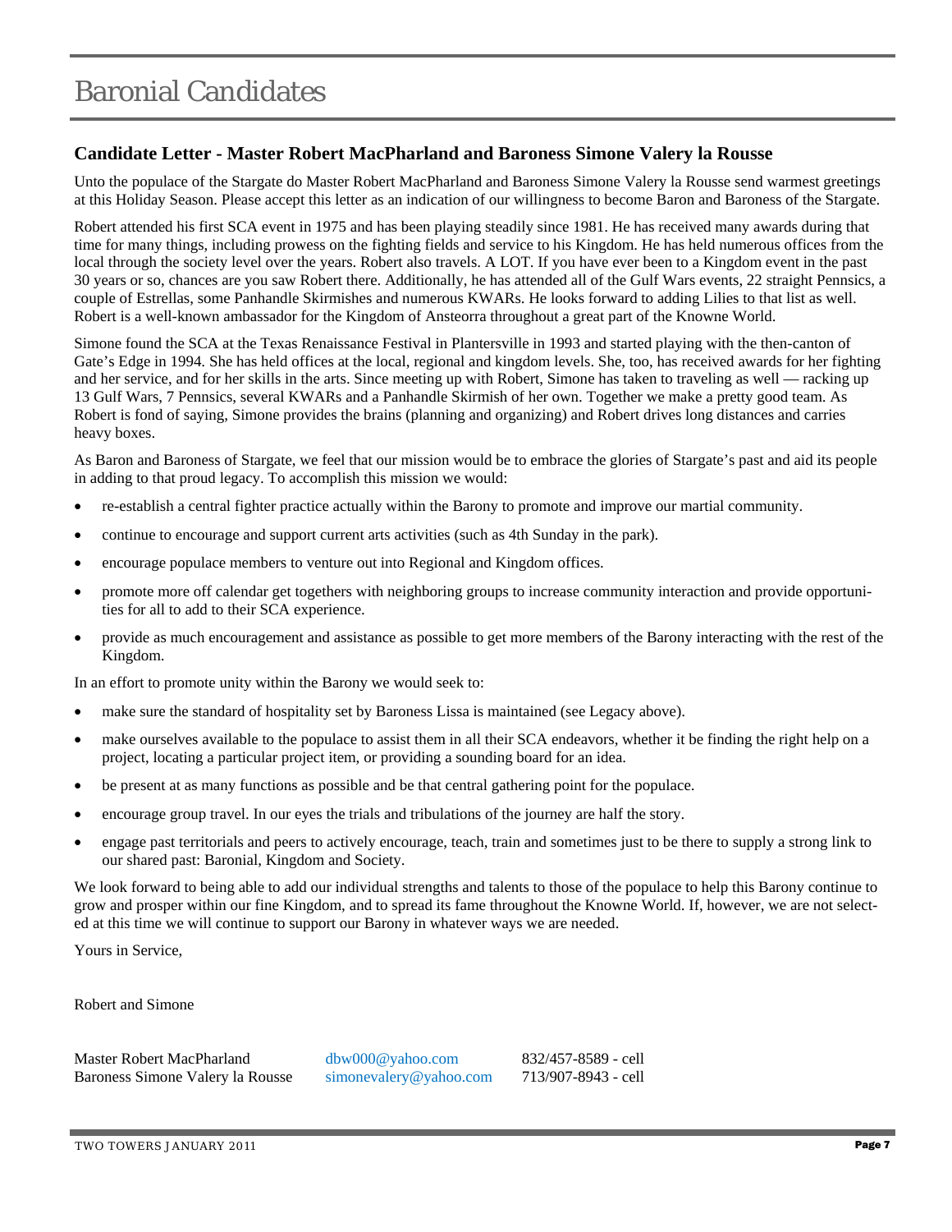# Baronial Candidates

## Candidate Letter - Master Robert MacPharland and Baroness Simone Valery la Rousse

Unto the populace of the Stargate do Master Robert MacPharland and Baroness Simone Valery la Rousse send warmest greetings at this Holiday Season. Please accept this letter as an indication of our willingness to become Baron and Baroness of the Stargate.

Robert attended his first SCA event in 1975 and has been playing steadily since 1981. He has received many awards during that time for many things, including prowess on the fighting fields and service to his Kingdom. He has held numerous offices from the local through the society level over the years. Robert also travels. A LOT. If you have ever been to a Kingdom event in the past 30 years or so, chances are you saw Robert there. Additionally, he has attended all of the Gulf Wars events, 22 straight Pennsics, a couple of Estrellas, some Panhandle Skirmishes and numerous KWARs. He looks forward to adding Lilies to that list as well. Robert is a well-known ambassador for the Kingdom of Ansteorra throughout a great part of the Knowne World.

Simone found the SCA at the Texas Renaissance Festival in Plantersville in 1993 and started playing with the then-canton of Gate's Edge in 1994. She has held offices at the local, regional and kingdom levels. She, too, has received awards for her fighting and her service, and for her skills in the arts. Since meeting up with Robert, Simone has taken to traveling as well — racking up 13 Gulf Wars, 7 Pennsics, several KWARs and a Panhandle Skirmish of her own. Together we make a pretty good team. As Robert is fond of saying, Simone provides the brains (planning and organizing) and Robert drives long distances and carries heavy boxes.

As Baron and Baroness of Stargate, we feel that our mission would be to embrace the glories of Stargate's past and aid its people in adding to that proud legacy. To accomplish this mission we would:

- re-establish a central fighter practice actually within the Barony to promote and improve our martial community.
- continue to encourage and support current arts activities (such as 4th Sunday in the park).
- encourage populace members to venture out into Regional and Kingdom offices.
- promote more off calendar get togethers with neighboring groups to increase community interaction and provide opportunities for all to add to their SCA experience.
- provide as much encouragement and assistance as possible to get more members of the Barony interacting with the rest of the Kingdom.

In an effort to promote unity within the Barony we would seek to:

- make sure the standard of hospitality set by Baroness Lissa is maintained (see Legacy above).
- make ourselves available to the populace to assist them in all their SCA endeavors, whether it be finding the right help on a project, locating a particular project item, or providing a sounding board for an idea.
- be present at as many functions as possible and be that central gathering point for the populace.
- encourage group travel. In our eyes the trials and tribulations of the journey are half the story.
- engage past territorials and peers to actively encourage, teach, train and sometimes just to be there to supply a strong link to our shared past: Baronial, Kingdom and Society.

We look forward to being able to add our individual strengths and talents to those of the populace to help this Barony continue to grow and prosper within our fine Kingdom, and to spread its fame throughout the Knowne World. If, however, we are not selected at this time we will continue to support our Barony in whatever ways we are needed.

Yours in Service,

Robert and Simone

| | | |
|---|---|---|
| Master Robert MacPharland | dbw000@yahoo.com | 832/457-8589 - cell |
| Baroness Simone Valery la Rousse | simonevalery@yahoo.com | 713/907-8943 - cell |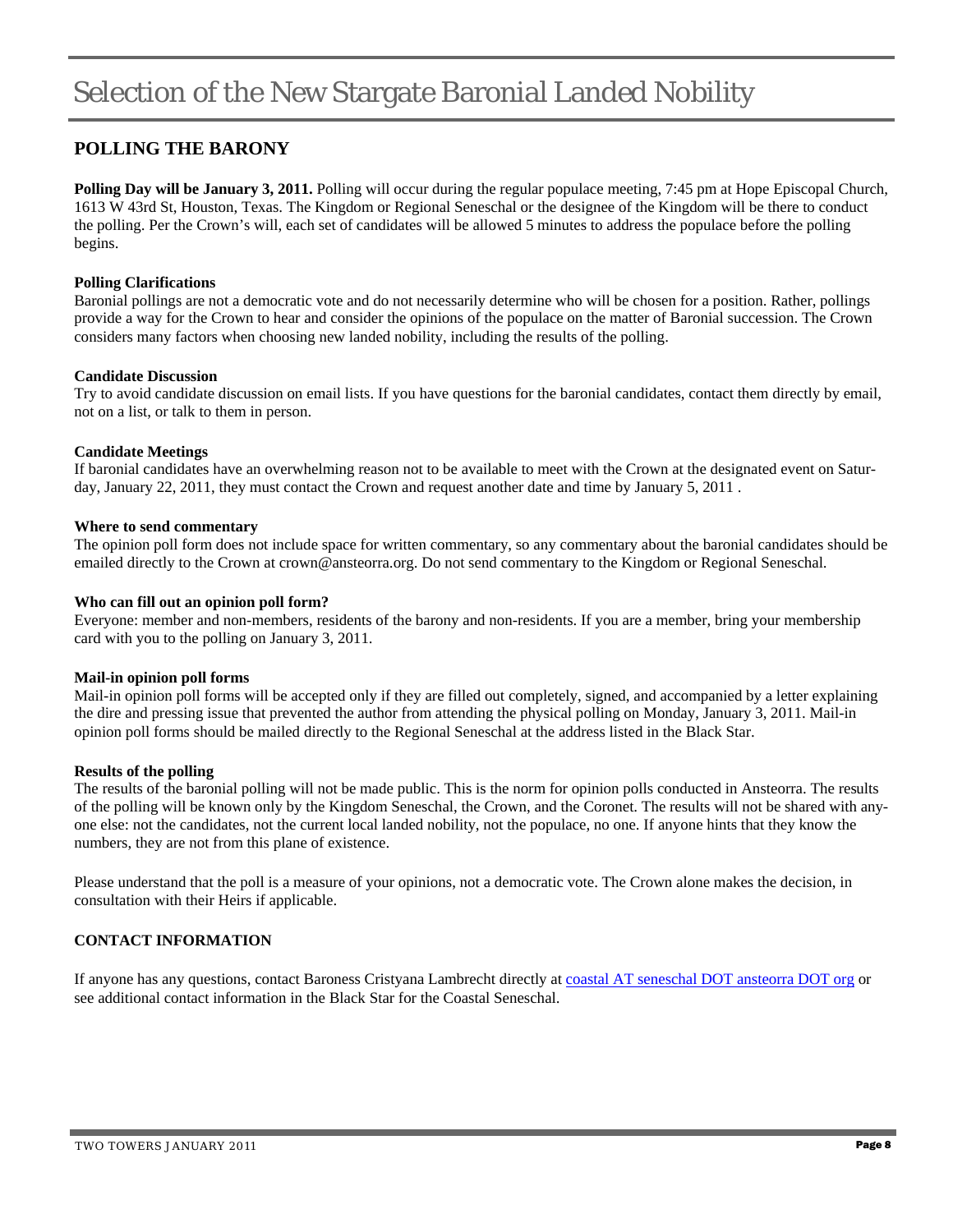# Selection of the New Stargate Baronial Landed Nobility

## POLLING THE BARONY

**Polling Day will be January 3, 2011.** Polling will occur during the regular populace meeting, 7:45 pm at Hope Episcopal Church, 1613 W 43rd St, Houston, Texas. The Kingdom or Regional Seneschal or the designee of the Kingdom will be there to conduct the polling. Per the Crown's will, each set of candidates will be allowed 5 minutes to address the populace before the polling begins.

**Polling Clarifications**

Baronial pollings are not a democratic vote and do not necessarily determine who will be chosen for a position. Rather, pollings provide a way for the Crown to hear and consider the opinions of the populace on the matter of Baronial succession. The Crown considers many factors when choosing new landed nobility, including the results of the polling.

**Candidate Discussion**

Try to avoid candidate discussion on email lists. If you have questions for the baronial candidates, contact them directly by email, not on a list, or talk to them in person.

**Candidate Meetings**

If baronial candidates have an overwhelming reason not to be available to meet with the Crown at the designated event on Saturday, January 22, 2011, they must contact the Crown and request another date and time by January 5, 2011 .

**Where to send commentary**

The opinion poll form does not include space for written commentary, so any commentary about the baronial candidates should be emailed directly to the Crown at crown@ansteorra.org. Do not send commentary to the Kingdom or Regional Seneschal.

**Who can fill out an opinion poll form?**

Everyone: member and non-members, residents of the barony and non-residents. If you are a member, bring your membership card with you to the polling on January 3, 2011.

**Mail-in opinion poll forms**

Mail-in opinion poll forms will be accepted only if they are filled out completely, signed, and accompanied by a letter explaining the dire and pressing issue that prevented the author from attending the physical polling on Monday, January 3, 2011. Mail-in opinion poll forms should be mailed directly to the Regional Seneschal at the address listed in the Black Star.

**Results of the polling**

The results of the baronial polling will not be made public. This is the norm for opinion polls conducted in Ansteorra. The results of the polling will be known only by the Kingdom Seneschal, the Crown, and the Coronet. The results will not be shared with anyone else: not the candidates, not the current local landed nobility, not the populace, no one. If anyone hints that they know the numbers, they are not from this plane of existence.

Please understand that the poll is a measure of your opinions, not a democratic vote. The Crown alone makes the decision, in consultation with their Heirs if applicable.

**CONTACT INFORMATION**

If anyone has any questions, contact Baroness Cristyana Lambrecht directly at coastal AT seneschal DOT ansteorra DOT org or see additional contact information in the Black Star for the Coastal Seneschal.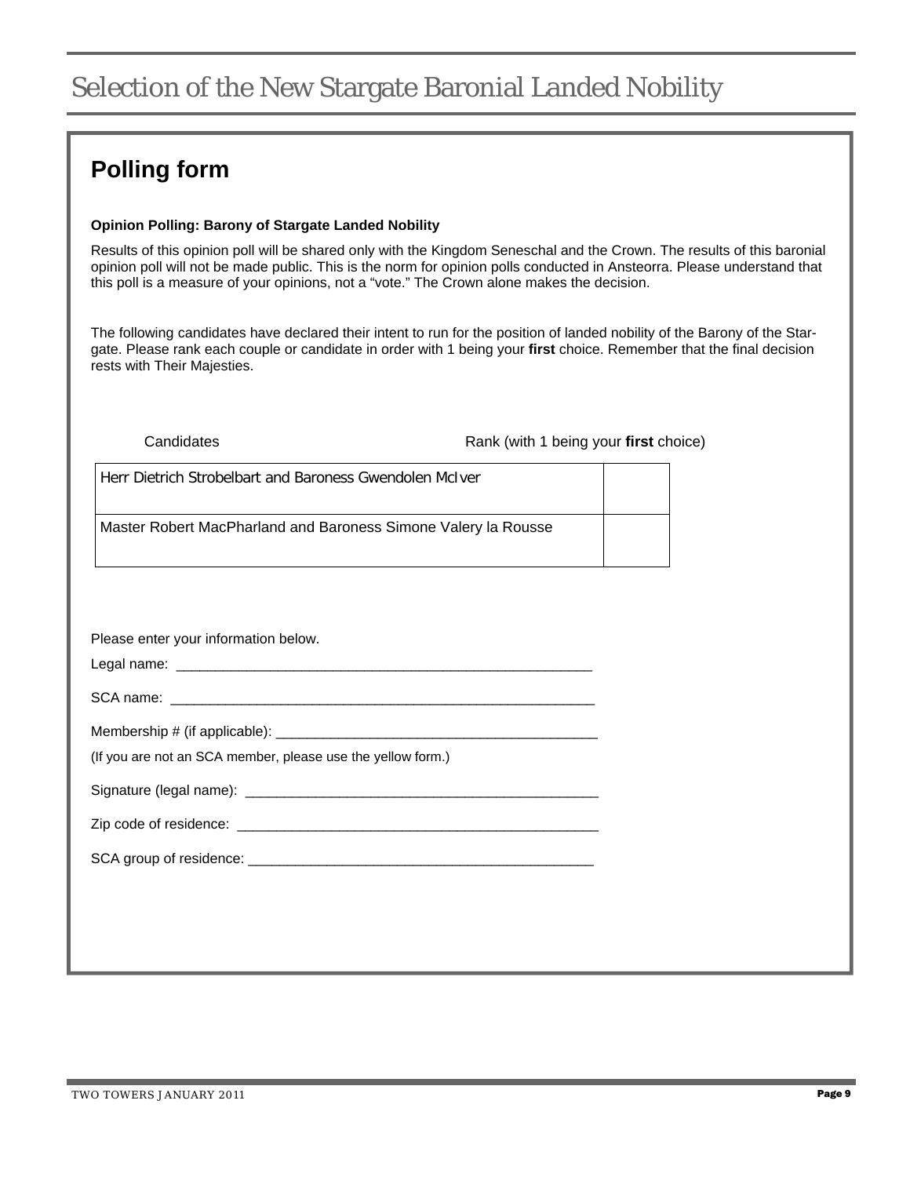# Selection of the New Stargate Baronial Landed Nobility

## Polling form

**Opinion Polling: Barony of Stargate Landed Nobility**

Results of this opinion poll will be shared only with the Kingdom Seneschal and the Crown. The results of this baronial opinion poll will not be made public. This is the norm for opinion polls conducted in Ansteorra. Please understand that this poll is a measure of your opinions, not a "vote." The Crown alone makes the decision.

The following candidates have declared their intent to run for the position of landed nobility of the Barony of the Stargate. Please rank each couple or candidate in order with 1 being your **first** choice. Remember that the final decision rests with Their Majesties.

| Candidates | Rank (with 1 being your **first** choice) |
|---|---|
| Herr Dietrich Strobelbart and Baroness Gwendolen McIver | |
| Master Robert MacPharland and Baroness Simone Valery la Rousse | |

Please enter your information below.

Legal name: _______________________________________________________

SCA name: ________________________________________________________

Membership # (if applicable): __________________________________________

(If you are not an SCA member, please use the yellow form.)

Signature (legal name): ______________________________________________

Zip code of residence: _______________________________________________

SCA group of residence: _____________________________________________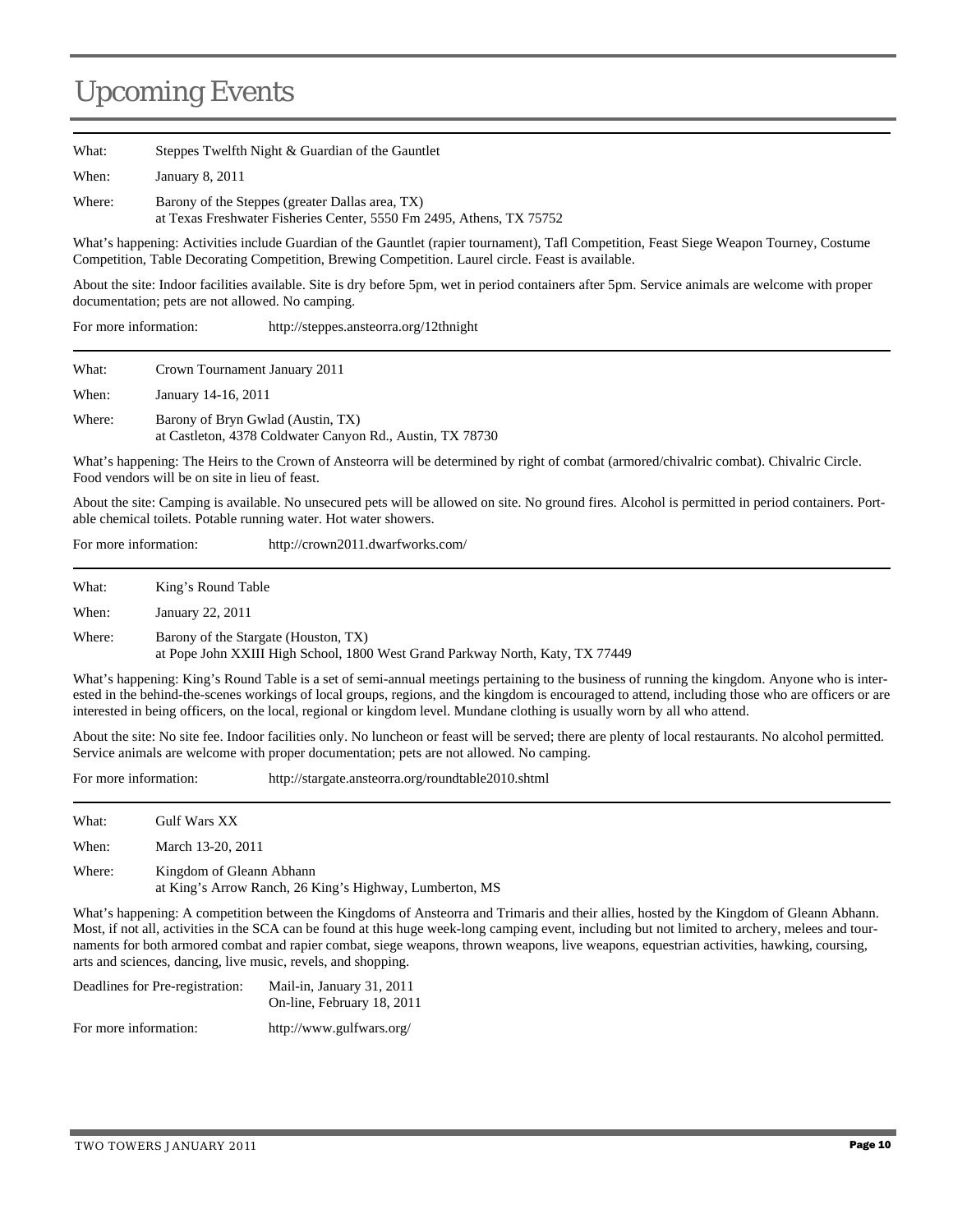# Upcoming Events

What: Steppes Twelfth Night & Guardian of the Gauntlet

When: January 8, 2011

Where: Barony of the Steppes (greater Dallas area, TX)
at Texas Freshwater Fisheries Center, 5550 Fm 2495, Athens, TX 75752

What's happening: Activities include Guardian of the Gauntlet (rapier tournament), Tafl Competition, Feast Siege Weapon Tourney, Costume Competition, Table Decorating Competition, Brewing Competition. Laurel circle. Feast is available.

About the site: Indoor facilities available. Site is dry before 5pm, wet in period containers after 5pm. Service animals are welcome with proper documentation; pets are not allowed. No camping.

For more information: http://steppes.ansteorra.org/12thnight

---

What: Crown Tournament January 2011

When: January 14-16, 2011

Where: Barony of Bryn Gwlad (Austin, TX)
at Castleton, 4378 Coldwater Canyon Rd., Austin, TX 78730

What's happening: The Heirs to the Crown of Ansteorra will be determined by right of combat (armored/chivalric combat). Chivalric Circle. Food vendors will be on site in lieu of feast.

About the site: Camping is available. No unsecured pets will be allowed on site. No ground fires. Alcohol is permitted in period containers. Portable chemical toilets. Potable running water. Hot water showers.

For more information: http://crown2011.dwarfworks.com/

---

What: King's Round Table

When: January 22, 2011

Where: Barony of the Stargate (Houston, TX)
at Pope John XXIII High School, 1800 West Grand Parkway North, Katy, TX 77449

What's happening: King's Round Table is a set of semi-annual meetings pertaining to the business of running the kingdom. Anyone who is interested in the behind-the-scenes workings of local groups, regions, and the kingdom is encouraged to attend, including those who are officers or are interested in being officers, on the local, regional or kingdom level. Mundane clothing is usually worn by all who attend.

About the site: No site fee. Indoor facilities only. No luncheon or feast will be served; there are plenty of local restaurants. No alcohol permitted. Service animals are welcome with proper documentation; pets are not allowed. No camping.

For more information: http://stargate.ansteorra.org/roundtable2010.shtml

---

What: Gulf Wars XX

When: March 13-20, 2011

Where: Kingdom of Gleann Abhann
at King's Arrow Ranch, 26 King's Highway, Lumberton, MS

What's happening: A competition between the Kingdoms of Ansteorra and Trimaris and their allies, hosted by the Kingdom of Gleann Abhann. Most, if not all, activities in the SCA can be found at this huge week-long camping event, including but not limited to archery, melees and tournaments for both armored combat and rapier combat, siege weapons, thrown weapons, live weapons, equestrian activities, hawking, coursing, arts and sciences, dancing, live music, revels, and shopping.

Deadlines for Pre-registration: Mail-in, January 31, 2011
On-line, February 18, 2011

For more information: http://www.gulfwars.org/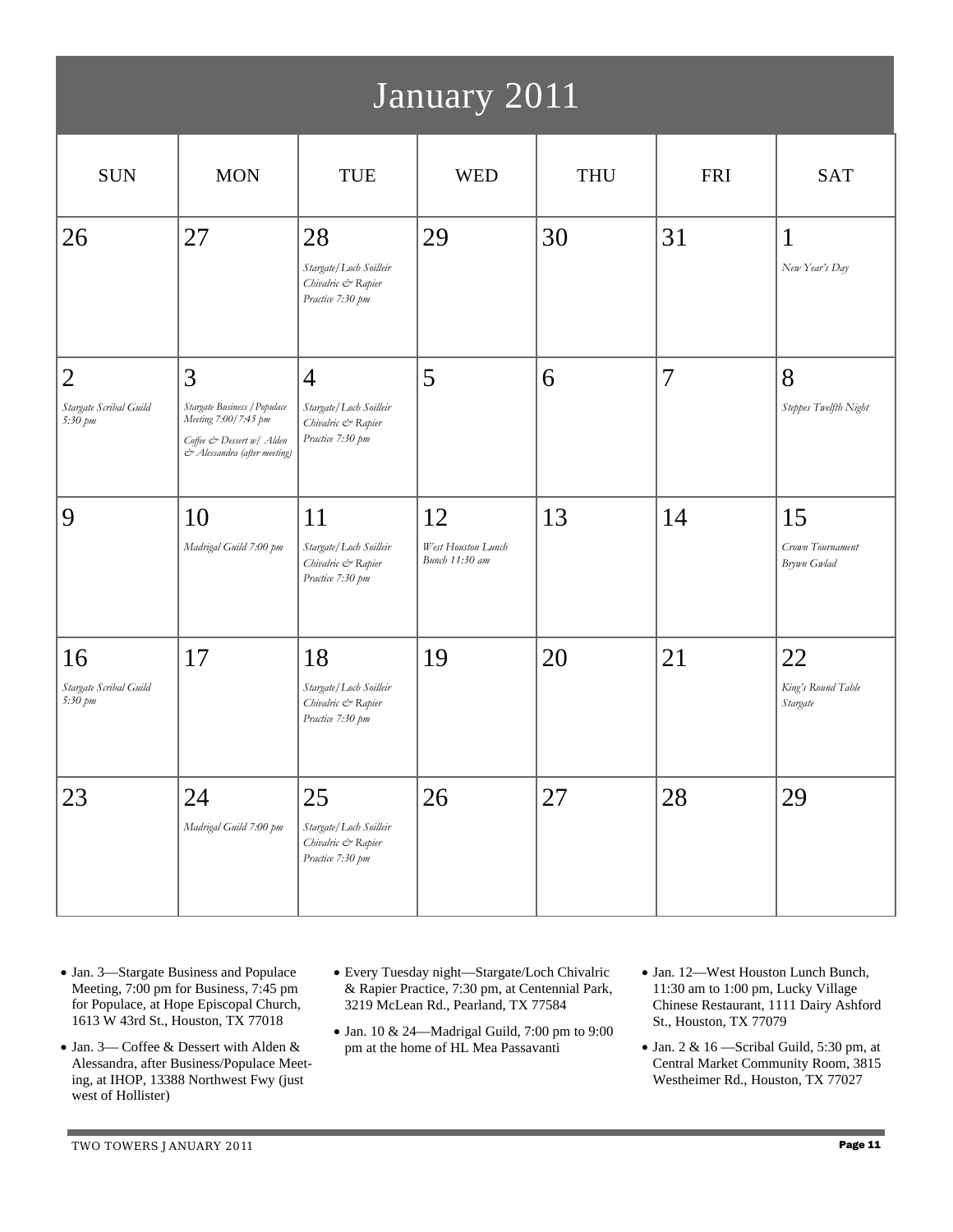# January 2011

| SUN | MON | TUE | WED | THU | FRI | SAT |
|---|---|---|---|---|---|---|
| 26 | 27 | 28 *Stargate/Loch Soilleir Chivalric & Rapier Practice 7:30 pm* | 29 | 30 | 31 | 1 *New Year's Day* |
| 2 *Stargate Scribal Guild 5:30 pm* | 3 *Stargate Business / Populace Meeting 7:00/7:45 pm* *Coffee & Dessert w/ Alden & Alessandra (after meeting)* | 4 *Stargate/Loch Soilleir Chivalric & Rapier Practice 7:30 pm* | 5 | 6 | 7 | 8 *Steppes Twelfth Night* |
| 9 | 10 *Madrigal Guild 7:00 pm* | 11 *Stargate/Loch Soilleir Chivalric & Rapier Practice 7:30 pm* | 12 *West Houston Lunch Bunch 11:30 am* | 13 | 14 | 15 *Crown Tournament Brywn Gwlad* |
| 16 *Stargate Scribal Guild 5:30 pm* | 17 | 18 *Stargate/Loch Soilleir Chivalric & Rapier Practice 7:30 pm* | 19 | 20 | 21 | 22 *King's Round Table Stargate* |
| 23 | 24 *Madrigal Guild 7:00 pm* | 25 *Stargate/Loch Soilleir Chivalric & Rapier Practice 7:30 pm* | 26 | 27 | 28 | 29 |

- Jan. 3—Stargate Business and Populace Meeting, 7:00 pm for Business, 7:45 pm for Populace, at Hope Episcopal Church, 1613 W 43rd St., Houston, TX 77018
- Jan. 3— Coffee & Dessert with Alden & Alessandra, after Business/Populace Meeting, at IHOP, 13388 Northwest Fwy (just west of Hollister)
- Every Tuesday night—Stargate/Loch Chivalric & Rapier Practice, 7:30 pm, at Centennial Park, 3219 McLean Rd., Pearland, TX 77584
- Jan. 10 & 24—Madrigal Guild, 7:00 pm to 9:00 pm at the home of HL Mea Passavanti
- Jan. 12—West Houston Lunch Bunch, 11:30 am to 1:00 pm, Lucky Village Chinese Restaurant, 1111 Dairy Ashford St., Houston, TX 77079
- Jan. 2 & 16 —Scribal Guild, 5:30 pm, at Central Market Community Room, 3815 Westheimer Rd., Houston, TX 77027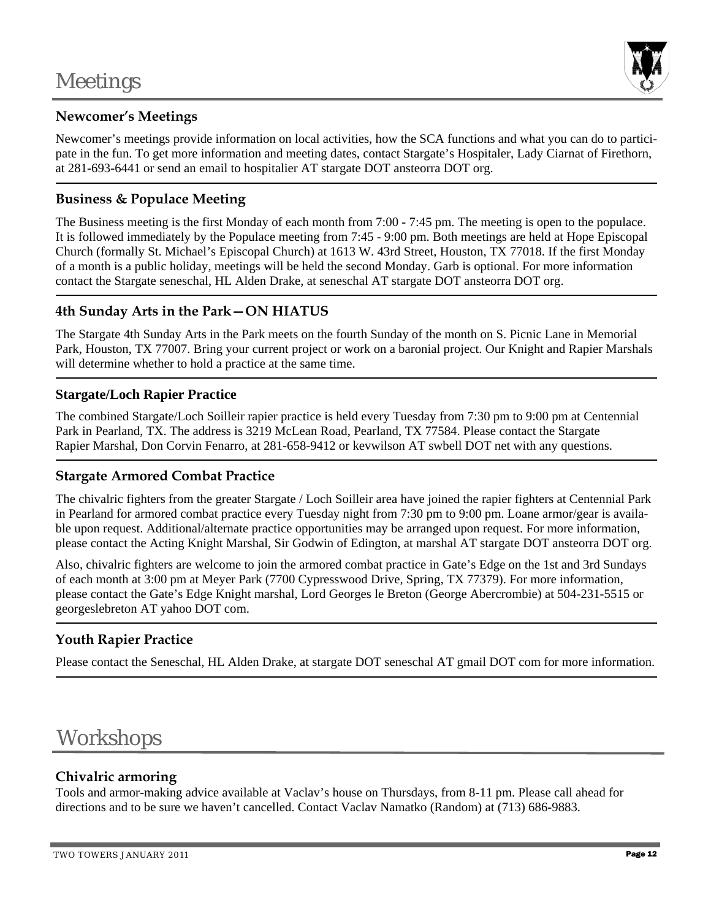# Meetings

### Newcomer's Meetings

Newcomer's meetings provide information on local activities, how the SCA functions and what you can do to participate in the fun. To get more information and meeting dates, contact Stargate's Hospitaler, Lady Ciarnat of Firethorn, at 281-693-6441 or send an email to hospitalier AT stargate DOT ansteorra DOT org.

### Business & Populace Meeting

The Business meeting is the first Monday of each month from 7:00 - 7:45 pm. The meeting is open to the populace. It is followed immediately by the Populace meeting from 7:45 - 9:00 pm. Both meetings are held at Hope Episcopal Church (formally St. Michael's Episcopal Church) at 1613 W. 43rd Street, Houston, TX 77018. If the first Monday of a month is a public holiday, meetings will be held the second Monday. Garb is optional. For more information contact the Stargate seneschal, HL Alden Drake, at seneschal AT stargate DOT ansteorra DOT org.

### 4th Sunday Arts in the Park—ON HIATUS

The Stargate 4th Sunday Arts in the Park meets on the fourth Sunday of the month on S. Picnic Lane in Memorial Park, Houston, TX 77007. Bring your current project or work on a baronial project. Our Knight and Rapier Marshals will determine whether to hold a practice at the same time.

### Stargate/Loch Rapier Practice

The combined Stargate/Loch Soilleir rapier practice is held every Tuesday from 7:30 pm to 9:00 pm at Centennial Park in Pearland, TX. The address is 3219 McLean Road, Pearland, TX 77584. Please contact the Stargate Rapier Marshal, Don Corvin Fenarro, at 281-658-9412 or kevwilson AT swbell DOT net with any questions.

### Stargate Armored Combat Practice

The chivalric fighters from the greater Stargate / Loch Soilleir area have joined the rapier fighters at Centennial Park in Pearland for armored combat practice every Tuesday night from 7:30 pm to 9:00 pm. Loane armor/gear is available upon request. Additional/alternate practice opportunities may be arranged upon request. For more information, please contact the Acting Knight Marshal, Sir Godwin of Edington, at marshal AT stargate DOT ansteorra DOT org.

Also, chivalric fighters are welcome to join the armored combat practice in Gate's Edge on the 1st and 3rd Sundays of each month at 3:00 pm at Meyer Park (7700 Cypresswood Drive, Spring, TX 77379). For more information, please contact the Gate's Edge Knight marshal, Lord Georges le Breton (George Abercrombie) at 504-231-5515 or georgeslebreton AT yahoo DOT com.

### Youth Rapier Practice

Please contact the Seneschal, HL Alden Drake, at stargate DOT seneschal AT gmail DOT com for more information.

# Workshops

### Chivalric armoring

Tools and armor-making advice available at Vaclav's house on Thursdays, from 8-11 pm. Please call ahead for directions and to be sure we haven't cancelled. Contact Vaclav Namatko (Random) at (713) 686-9883.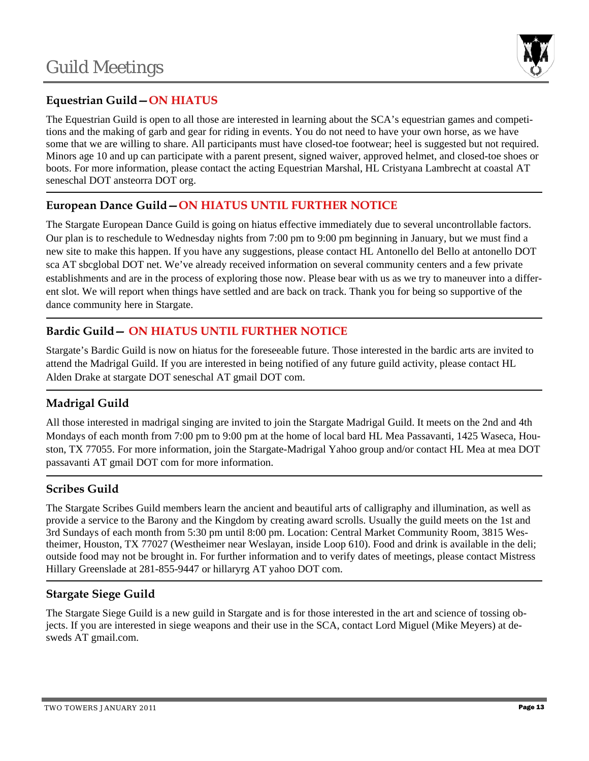# Guild Meetings

### Equestrian Guild—ON HIATUS

The Equestrian Guild is open to all those are interested in learning about the SCA's equestrian games and competitions and the making of garb and gear for riding in events. You do not need to have your own horse, as we have some that we are willing to share. All participants must have closed-toe footwear; heel is suggested but not required. Minors age 10 and up can participate with a parent present, signed waiver, approved helmet, and closed-toe shoes or boots. For more information, please contact the acting Equestrian Marshal, HL Cristyana Lambrecht at coastal AT seneschal DOT ansteorra DOT org.

### European Dance Guild—ON HIATUS UNTIL FURTHER NOTICE

The Stargate European Dance Guild is going on hiatus effective immediately due to several uncontrollable factors. Our plan is to reschedule to Wednesday nights from 7:00 pm to 9:00 pm beginning in January, but we must find a new site to make this happen. If you have any suggestions, please contact HL Antonello del Bello at antonello DOT sca AT sbcglobal DOT net. We've already received information on several community centers and a few private establishments and are in the process of exploring those now. Please bear with us as we try to maneuver into a different slot. We will report when things have settled and are back on track. Thank you for being so supportive of the dance community here in Stargate.

### Bardic Guild— ON HIATUS UNTIL FURTHER NOTICE

Stargate's Bardic Guild is now on hiatus for the foreseeable future. Those interested in the bardic arts are invited to attend the Madrigal Guild. If you are interested in being notified of any future guild activity, please contact HL Alden Drake at stargate DOT seneschal AT gmail DOT com.

### Madrigal Guild

All those interested in madrigal singing are invited to join the Stargate Madrigal Guild. It meets on the 2nd and 4th Mondays of each month from 7:00 pm to 9:00 pm at the home of local bard HL Mea Passavanti, 1425 Waseca, Houston, TX 77055. For more information, join the Stargate-Madrigal Yahoo group and/or contact HL Mea at mea DOT passavanti AT gmail DOT com for more information.

### Scribes Guild

The Stargate Scribes Guild members learn the ancient and beautiful arts of calligraphy and illumination, as well as provide a service to the Barony and the Kingdom by creating award scrolls. Usually the guild meets on the 1st and 3rd Sundays of each month from 5:30 pm until 8:00 pm. Location: Central Market Community Room, 3815 Westheimer, Houston, TX 77027 (Westheimer near Weslayan, inside Loop 610). Food and drink is available in the deli; outside food may not be brought in. For further information and to verify dates of meetings, please contact Mistress Hillary Greenslade at 281-855-9447 or hillaryrg AT yahoo DOT com.

### Stargate Siege Guild

The Stargate Siege Guild is a new guild in Stargate and is for those interested in the art and science of tossing objects. If you are interested in siege weapons and their use in the SCA, contact Lord Miguel (Mike Meyers) at desweds AT gmail.com.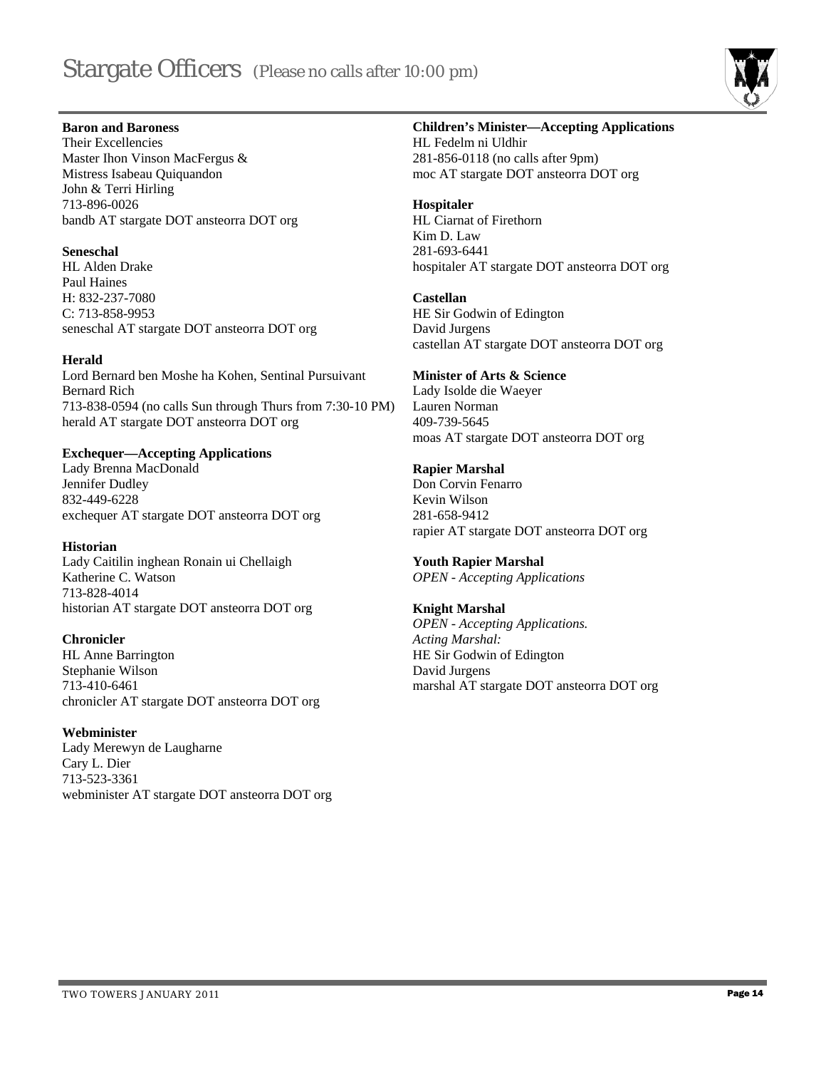# Stargate Officers (Please no calls after 10:00 pm)

**Baron and Baroness**
Their Excellencies
Master Ihon Vinson MacFergus &
Mistress Isabeau Quiquandon
John & Terri Hirling
713-896-0026
bandb AT stargate DOT ansteorra DOT org

**Seneschal**
HL Alden Drake
Paul Haines
H: 832-237-7080
C: 713-858-9953
seneschal AT stargate DOT ansteorra DOT org

**Herald**
Lord Bernard ben Moshe ha Kohen, Sentinal Pursuivant
Bernard Rich
713-838-0594 (no calls Sun through Thurs from 7:30-10 PM)
herald AT stargate DOT ansteorra DOT org

**Exchequer—Accepting Applications**
Lady Brenna MacDonald
Jennifer Dudley
832-449-6228
exchequer AT stargate DOT ansteorra DOT org

**Historian**
Lady Caitilin inghean Ronain ui Chellaigh
Katherine C. Watson
713-828-4014
historian AT stargate DOT ansteorra DOT org

**Chronicler**
HL Anne Barrington
Stephanie Wilson
713-410-6461
chronicler AT stargate DOT ansteorra DOT org

**Webminister**
Lady Merewyn de Laugharne
Cary L. Dier
713-523-3361
webminister AT stargate DOT ansteorra DOT org

**Children's Minister—Accepting Applications**
HL Fedelm ni Uldhir
281-856-0118 (no calls after 9pm)
moc AT stargate DOT ansteorra DOT org

**Hospitaler**
HL Ciarnat of Firethorn
Kim D. Law
281-693-6441
hospitaler AT stargate DOT ansteorra DOT org

**Castellan**
HE Sir Godwin of Edington
David Jurgens
castellan AT stargate DOT ansteorra DOT org

**Minister of Arts & Science**
Lady Isolde die Waeyer
Lauren Norman
409-739-5645
moas AT stargate DOT ansteorra DOT org

**Rapier Marshal**
Don Corvin Fenarro
Kevin Wilson
281-658-9412
rapier AT stargate DOT ansteorra DOT org

**Youth Rapier Marshal**
*OPEN - Accepting Applications*

**Knight Marshal**
*OPEN - Accepting Applications.*
*Acting Marshal:*
HE Sir Godwin of Edington
David Jurgens
marshal AT stargate DOT ansteorra DOT org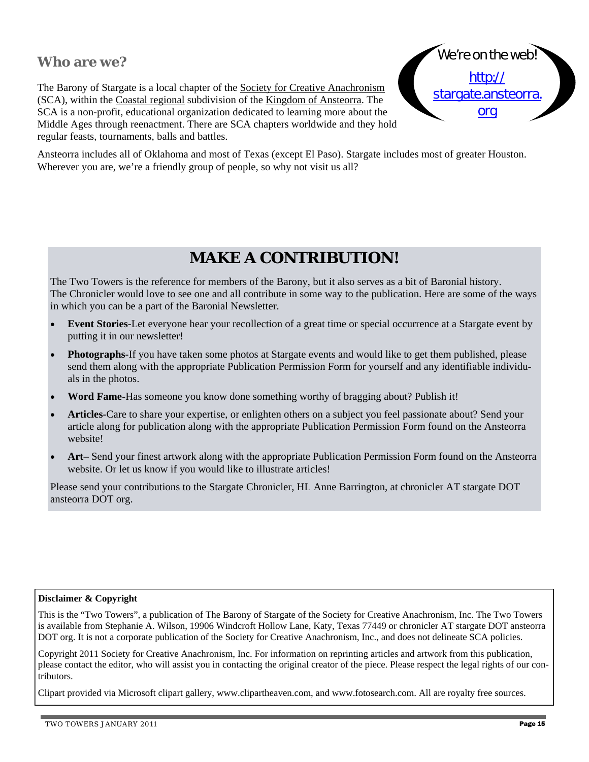## Who are we?

We're on the web!

http://stargate.ansteorra.org

The Barony of Stargate is a local chapter of the Society for Creative Anachronism (SCA), within the Coastal regional subdivision of the Kingdom of Ansteorra. The SCA is a non-profit, educational organization dedicated to learning more about the Middle Ages through reenactment. There are SCA chapters worldwide and they hold regular feasts, tournaments, balls and battles.

Ansteorra includes all of Oklahoma and most of Texas (except El Paso). Stargate includes most of greater Houston. Wherever you are, we're a friendly group of people, so why not visit us all?

## MAKE A CONTRIBUTION!

The Two Towers is the reference for members of the Barony, but it also serves as a bit of Baronial history. The Chronicler would love to see one and all contribute in some way to the publication. Here are some of the ways in which you can be a part of the Baronial Newsletter.

- **Event Stories**-Let everyone hear your recollection of a great time or special occurrence at a Stargate event by putting it in our newsletter!
- **Photographs**-If you have taken some photos at Stargate events and would like to get them published, please send them along with the appropriate Publication Permission Form for yourself and any identifiable individuals in the photos.
- **Word Fame**-Has someone you know done something worthy of bragging about? Publish it!
- **Articles**-Care to share your expertise, or enlighten others on a subject you feel passionate about? Send your article along for publication along with the appropriate Publication Permission Form found on the Ansteorra website!
- **Art**– Send your finest artwork along with the appropriate Publication Permission Form found on the Ansteorra website. Or let us know if you would like to illustrate articles!

Please send your contributions to the Stargate Chronicler, HL Anne Barrington, at chronicler AT stargate DOT ansteorra DOT org.

**Disclaimer & Copyright**

This is the "Two Towers", a publication of The Barony of Stargate of the Society for Creative Anachronism, Inc. The Two Towers is available from Stephanie A. Wilson, 19906 Windcroft Hollow Lane, Katy, Texas 77449 or chronicler AT stargate DOT ansteorra DOT org. It is not a corporate publication of the Society for Creative Anachronism, Inc., and does not delineate SCA policies.

Copyright 2011 Society for Creative Anachronism, Inc. For information on reprinting articles and artwork from this publication, please contact the editor, who will assist you in contacting the original creator of the piece. Please respect the legal rights of our contributors.

Clipart provided via Microsoft clipart gallery, www.clipartheaven.com, and www.fotosearch.com. All are royalty free sources.